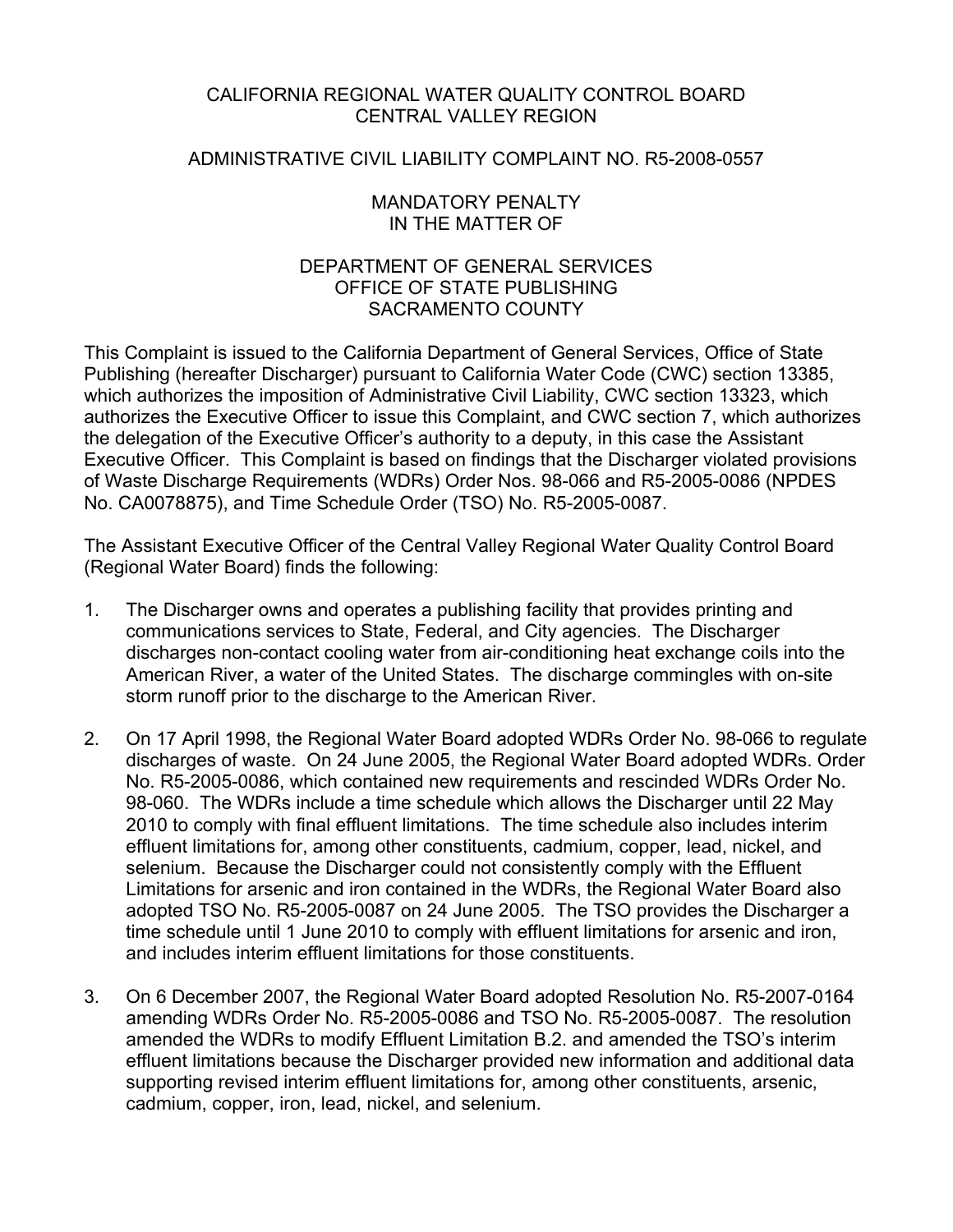CALIFORNIA REGIONAL WATER QUALITY CONTROL BOARD
CENTRAL VALLEY REGION

ADMINISTRATIVE CIVIL LIABILITY COMPLAINT NO. R5-2008-0557

MANDATORY PENALTY
IN THE MATTER OF

DEPARTMENT OF GENERAL SERVICES
OFFICE OF STATE PUBLISHING
SACRAMENTO COUNTY

This Complaint is issued to the California Department of General Services, Office of State Publishing (hereafter Discharger) pursuant to California Water Code (CWC) section 13385, which authorizes the imposition of Administrative Civil Liability, CWC section 13323, which authorizes the Executive Officer to issue this Complaint, and CWC section 7, which authorizes the delegation of the Executive Officer's authority to a deputy, in this case the Assistant Executive Officer. This Complaint is based on findings that the Discharger violated provisions of Waste Discharge Requirements (WDRs) Order Nos. 98-066 and R5-2005-0086 (NPDES No. CA0078875), and Time Schedule Order (TSO) No. R5-2005-0087.

The Assistant Executive Officer of the Central Valley Regional Water Quality Control Board (Regional Water Board) finds the following:

1. The Discharger owns and operates a publishing facility that provides printing and communications services to State, Federal, and City agencies. The Discharger discharges non-contact cooling water from air-conditioning heat exchange coils into the American River, a water of the United States. The discharge commingles with on-site storm runoff prior to the discharge to the American River.

2. On 17 April 1998, the Regional Water Board adopted WDRs Order No. 98-066 to regulate discharges of waste. On 24 June 2005, the Regional Water Board adopted WDRs. Order No. R5-2005-0086, which contained new requirements and rescinded WDRs Order No. 98-060. The WDRs include a time schedule which allows the Discharger until 22 May 2010 to comply with final effluent limitations. The time schedule also includes interim effluent limitations for, among other constituents, cadmium, copper, lead, nickel, and selenium. Because the Discharger could not consistently comply with the Effluent Limitations for arsenic and iron contained in the WDRs, the Regional Water Board also adopted TSO No. R5-2005-0087 on 24 June 2005. The TSO provides the Discharger a time schedule until 1 June 2010 to comply with effluent limitations for arsenic and iron, and includes interim effluent limitations for those constituents.

3. On 6 December 2007, the Regional Water Board adopted Resolution No. R5-2007-0164 amending WDRs Order No. R5-2005-0086 and TSO No. R5-2005-0087. The resolution amended the WDRs to modify Effluent Limitation B.2. and amended the TSO's interim effluent limitations because the Discharger provided new information and additional data supporting revised interim effluent limitations for, among other constituents, arsenic, cadmium, copper, iron, lead, nickel, and selenium.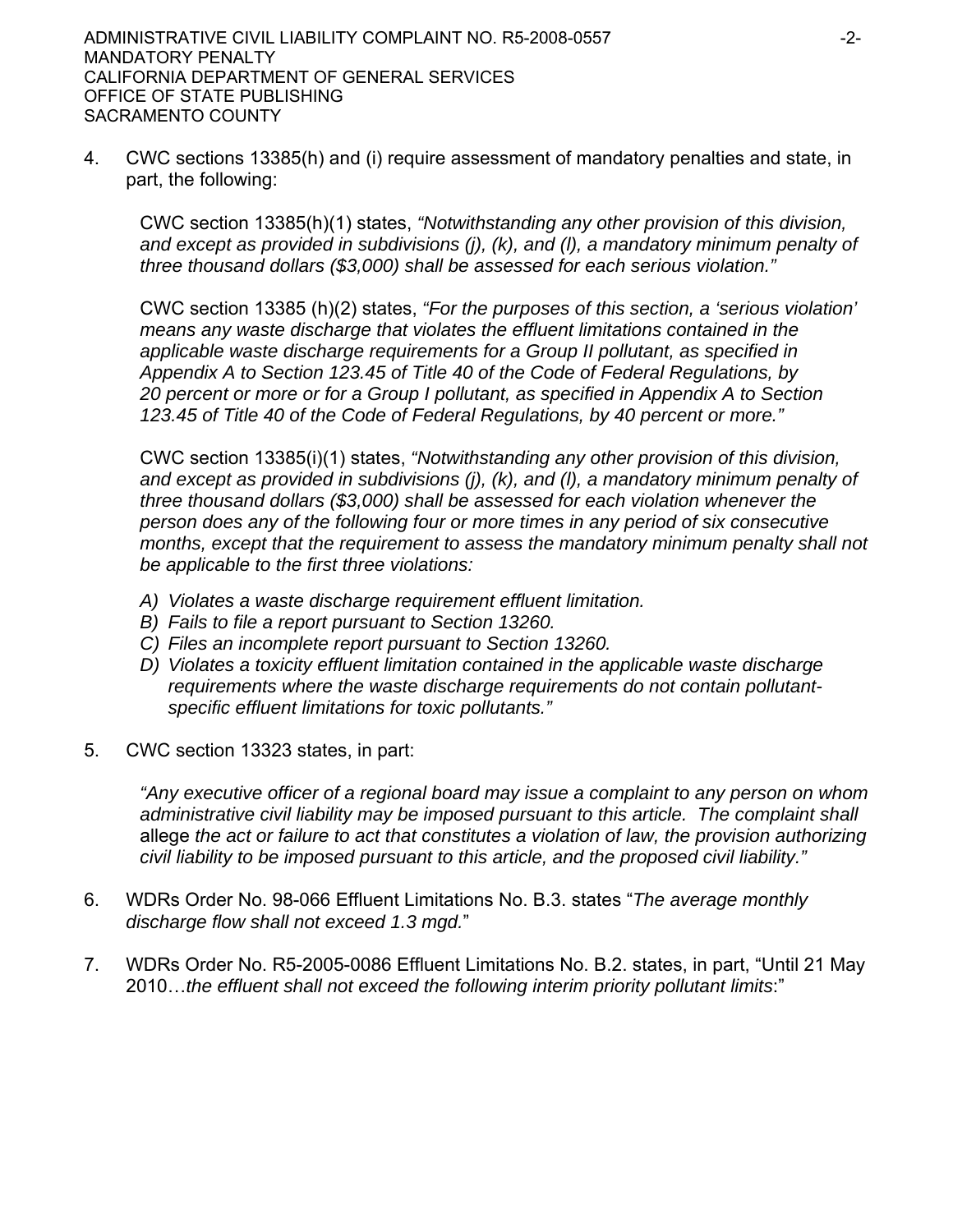4. CWC sections 13385(h) and (i) require assessment of mandatory penalties and state, in part, the following:

   CWC section 13385(h)(1) states, *"Notwithstanding any other provision of this division, and except as provided in subdivisions (j), (k), and (l), a mandatory minimum penalty of three thousand dollars ($3,000) shall be assessed for each serious violation."*

   CWC section 13385 (h)(2) states, *"For the purposes of this section, a 'serious violation' means any waste discharge that violates the effluent limitations contained in the applicable waste discharge requirements for a Group II pollutant, as specified in Appendix A to Section 123.45 of Title 40 of the Code of Federal Regulations, by 20 percent or more or for a Group I pollutant, as specified in Appendix A to Section 123.45 of Title 40 of the Code of Federal Regulations, by 40 percent or more."*

   CWC section 13385(i)(1) states, *"Notwithstanding any other provision of this division, and except as provided in subdivisions (j), (k), and (l), a mandatory minimum penalty of three thousand dollars ($3,000) shall be assessed for each violation whenever the person does any of the following four or more times in any period of six consecutive months, except that the requirement to assess the mandatory minimum penalty shall not be applicable to the first three violations:*

   *A) Violates a waste discharge requirement effluent limitation.*
   *B) Fails to file a report pursuant to Section 13260.*
   *C) Files an incomplete report pursuant to Section 13260.*
   *D) Violates a toxicity effluent limitation contained in the applicable waste discharge requirements where the waste discharge requirements do not contain pollutant-specific effluent limitations for toxic pollutants."*

5. CWC section 13323 states, in part:

   *"Any executive officer of a regional board may issue a complaint to any person on whom administrative civil liability may be imposed pursuant to this article. The complaint shall* allege *the act or failure to act that constitutes a violation of law, the provision authorizing civil liability to be imposed pursuant to this article, and the proposed civil liability."*

6. WDRs Order No. 98-066 Effluent Limitations No. B.3. states "*The average monthly discharge flow shall not exceed 1.3 mgd.*"

7. WDRs Order No. R5-2005-0086 Effluent Limitations No. B.2. states, in part, "Until 21 May 2010…*the effluent shall not exceed the following interim priority pollutant limits*:"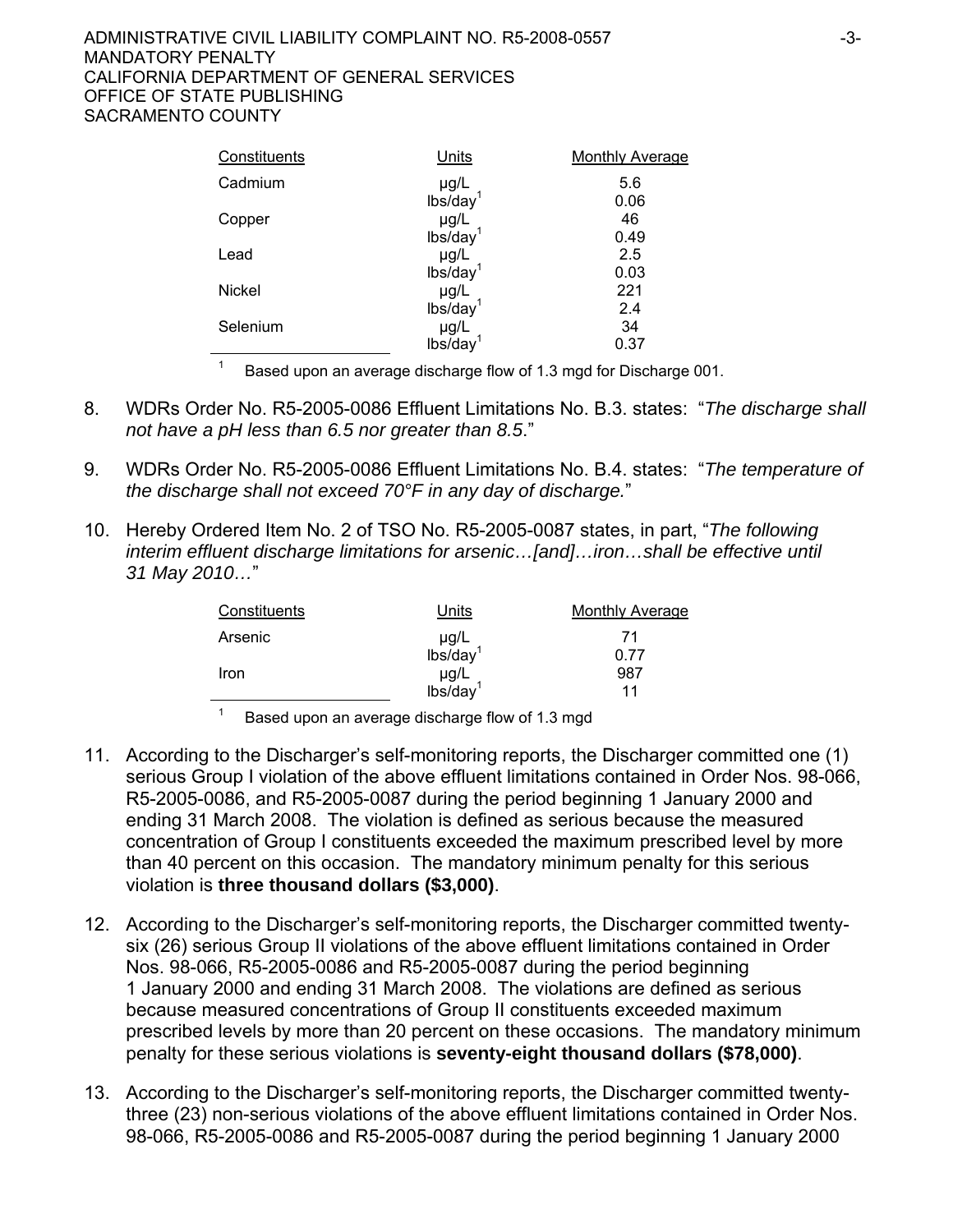| Constituents | Units | Monthly Average |
|---|---|---|
| Cadmium | µg/L | 5.6 |
| | lbs/day[1] | 0.06 |
| Copper | µg/L | 46 |
| | lbs/day[1] | 0.49 |
| Lead | µg/L | 2.5 |
| | lbs/day[1] | 0.03 |
| Nickel | µg/L | 221 |
| | lbs/day[1] | 2.4 |
| Selenium | µg/L | 34 |
| | lbs/day[1] | 0.37 |

[1] Based upon an average discharge flow of 1.3 mgd for Discharge 001.

8. WDRs Order No. R5-2005-0086 Effluent Limitations No. B.3. states: "*The discharge shall not have a pH less than 6.5 nor greater than 8.5*."

9. WDRs Order No. R5-2005-0086 Effluent Limitations No. B.4. states: "*The temperature of the discharge shall not exceed 70°F in any day of discharge.*"

10. Hereby Ordered Item No. 2 of TSO No. R5-2005-0087 states, in part, "*The following interim effluent discharge limitations for arsenic…[and]…iron…shall be effective until 31 May 2010…*"

| Constituents | Units | Monthly Average |
|---|---|---|
| Arsenic | µg/L | 71 |
| | lbs/day[1] | 0.77 |
| Iron | µg/L | 987 |
| | lbs/day[1] | 11 |

[1] Based upon an average discharge flow of 1.3 mgd

11. According to the Discharger's self-monitoring reports, the Discharger committed one (1) serious Group I violation of the above effluent limitations contained in Order Nos. 98-066, R5-2005-0086, and R5-2005-0087 during the period beginning 1 January 2000 and ending 31 March 2008. The violation is defined as serious because the measured concentration of Group I constituents exceeded the maximum prescribed level by more than 40 percent on this occasion. The mandatory minimum penalty for this serious violation is **three thousand dollars ($3,000)**.

12. According to the Discharger's self-monitoring reports, the Discharger committed twenty-six (26) serious Group II violations of the above effluent limitations contained in Order Nos. 98-066, R5-2005-0086 and R5-2005-0087 during the period beginning 1 January 2000 and ending 31 March 2008. The violations are defined as serious because measured concentrations of Group II constituents exceeded maximum prescribed levels by more than 20 percent on these occasions. The mandatory minimum penalty for these serious violations is **seventy-eight thousand dollars ($78,000)**.

13. According to the Discharger's self-monitoring reports, the Discharger committed twenty-three (23) non-serious violations of the above effluent limitations contained in Order Nos. 98-066, R5-2005-0086 and R5-2005-0087 during the period beginning 1 January 2000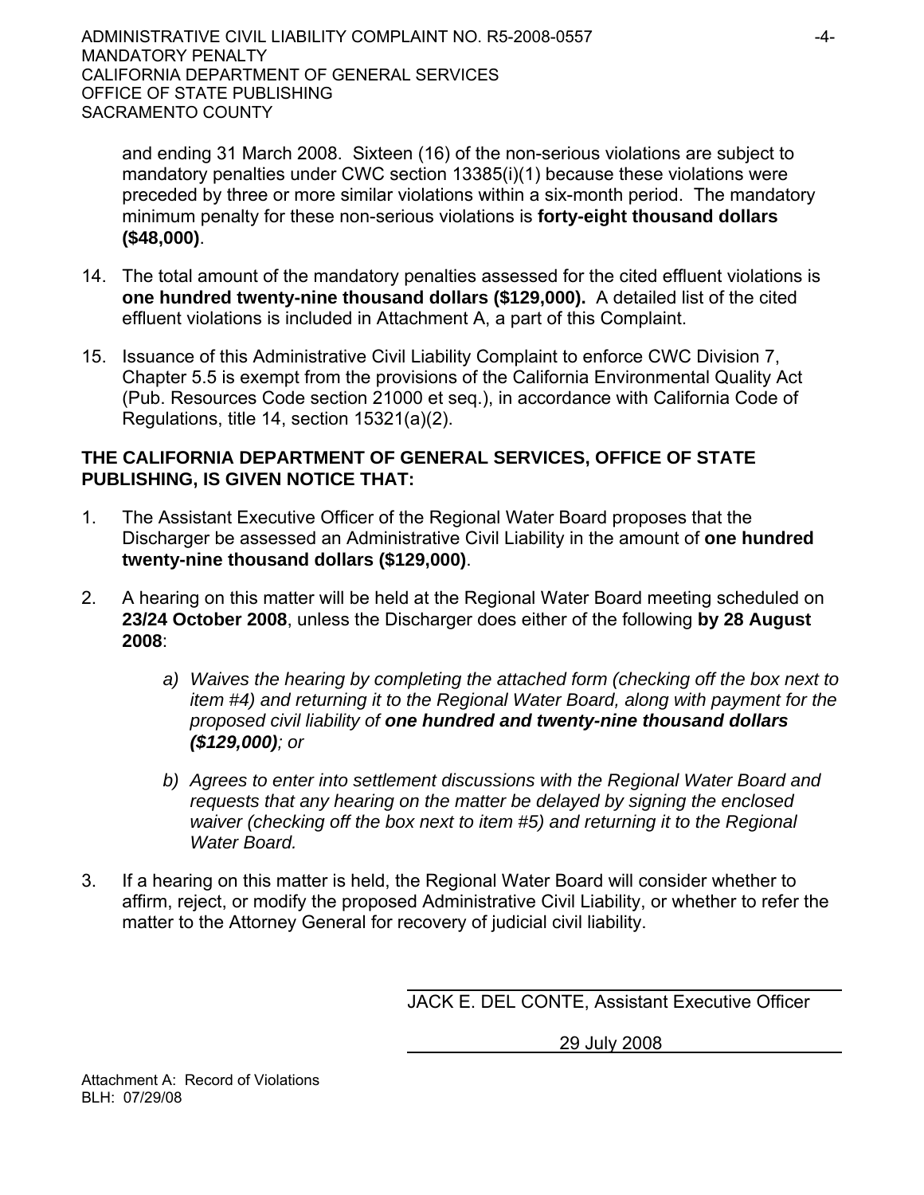and ending 31 March 2008. Sixteen (16) of the non-serious violations are subject to mandatory penalties under CWC section 13385(i)(1) because these violations were preceded by three or more similar violations within a six-month period. The mandatory minimum penalty for these non-serious violations is **forty-eight thousand dollars ($48,000)**.

14. The total amount of the mandatory penalties assessed for the cited effluent violations is **one hundred twenty-nine thousand dollars ($129,000).** A detailed list of the cited effluent violations is included in Attachment A, a part of this Complaint.

15. Issuance of this Administrative Civil Liability Complaint to enforce CWC Division 7, Chapter 5.5 is exempt from the provisions of the California Environmental Quality Act (Pub. Resources Code section 21000 et seq.), in accordance with California Code of Regulations, title 14, section 15321(a)(2).

**THE CALIFORNIA DEPARTMENT OF GENERAL SERVICES, OFFICE OF STATE PUBLISHING, IS GIVEN NOTICE THAT:**

1. The Assistant Executive Officer of the Regional Water Board proposes that the Discharger be assessed an Administrative Civil Liability in the amount of **one hundred twenty-nine thousand dollars ($129,000)**.

2. A hearing on this matter will be held at the Regional Water Board meeting scheduled on **23/24 October 2008**, unless the Discharger does either of the following **by 28 August 2008**:

   a) *Waives the hearing by completing the attached form (checking off the box next to item #4) and returning it to the Regional Water Board, along with payment for the proposed civil liability of* ***one hundred and twenty-nine thousand dollars ($129,000)****; or*

   b) *Agrees to enter into settlement discussions with the Regional Water Board and requests that any hearing on the matter be delayed by signing the enclosed waiver (checking off the box next to item #5) and returning it to the Regional Water Board.*

3. If a hearing on this matter is held, the Regional Water Board will consider whether to affirm, reject, or modify the proposed Administrative Civil Liability, or whether to refer the matter to the Attorney General for recovery of judicial civil liability.

JACK E. DEL CONTE, Assistant Executive Officer

29 July 2008

Attachment A: Record of Violations
BLH: 07/29/08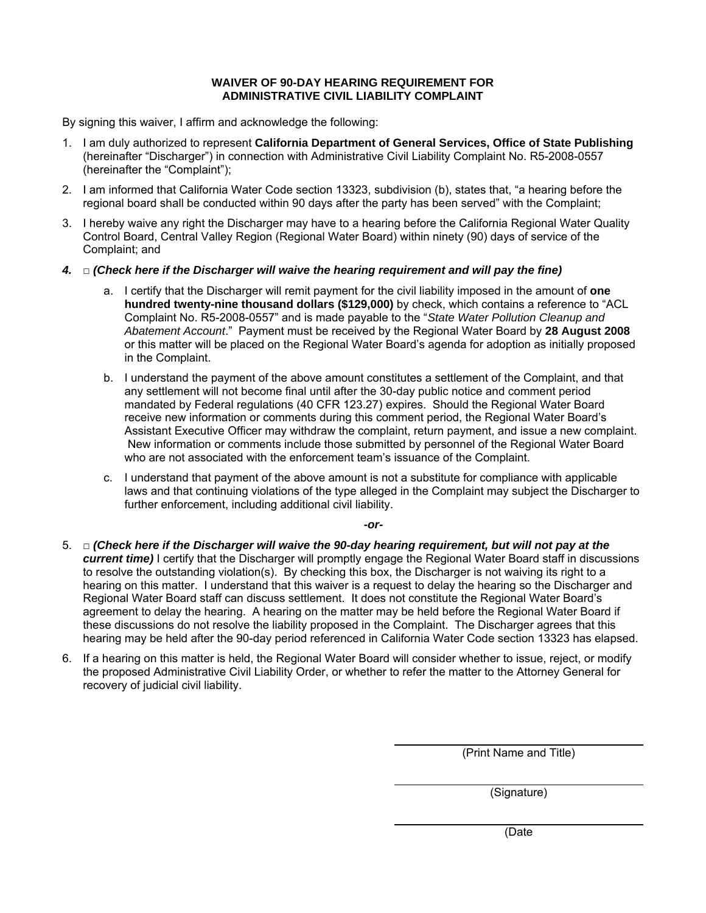**WAIVER OF 90-DAY HEARING REQUIREMENT FOR ADMINISTRATIVE CIVIL LIABILITY COMPLAINT**

By signing this waiver, I affirm and acknowledge the following:

1. I am duly authorized to represent **California Department of General Services, Office of State Publishing** (hereinafter "Discharger") in connection with Administrative Civil Liability Complaint No. R5-2008-0557 (hereinafter the "Complaint");

2. I am informed that California Water Code section 13323, subdivision (b), states that, "a hearing before the regional board shall be conducted within 90 days after the party has been served" with the Complaint;

3. I hereby waive any right the Discharger may have to a hearing before the California Regional Water Quality Control Board, Central Valley Region (Regional Water Board) within ninety (90) days of service of the Complaint; and

4. □ ***(Check here if the Discharger will waive the hearing requirement and will pay the fine)***

   a. I certify that the Discharger will remit payment for the civil liability imposed in the amount of **one hundred twenty-nine thousand dollars ($129,000)** by check, which contains a reference to "ACL Complaint No. R5-2008-0557" and is made payable to the "*State Water Pollution Cleanup and Abatement Account*." Payment must be received by the Regional Water Board by **28 August 2008** or this matter will be placed on the Regional Water Board's agenda for adoption as initially proposed in the Complaint.

   b. I understand the payment of the above amount constitutes a settlement of the Complaint, and that any settlement will not become final until after the 30-day public notice and comment period mandated by Federal regulations (40 CFR 123.27) expires. Should the Regional Water Board receive new information or comments during this comment period, the Regional Water Board's Assistant Executive Officer may withdraw the complaint, return payment, and issue a new complaint. New information or comments include those submitted by personnel of the Regional Water Board who are not associated with the enforcement team's issuance of the Complaint.

   c. I understand that payment of the above amount is not a substitute for compliance with applicable laws and that continuing violations of the type alleged in the Complaint may subject the Discharger to further enforcement, including additional civil liability.

***-or-***

5. □ ***(Check here if the Discharger will waive the 90-day hearing requirement, but will not pay at the current time)*** I certify that the Discharger will promptly engage the Regional Water Board staff in discussions to resolve the outstanding violation(s). By checking this box, the Discharger is not waiving its right to a hearing on this matter. I understand that this waiver is a request to delay the hearing so the Discharger and Regional Water Board staff can discuss settlement. It does not constitute the Regional Water Board's agreement to delay the hearing. A hearing on the matter may be held before the Regional Water Board if these discussions do not resolve the liability proposed in the Complaint. The Discharger agrees that this hearing may be held after the 90-day period referenced in California Water Code section 13323 has elapsed.

6. If a hearing on this matter is held, the Regional Water Board will consider whether to issue, reject, or modify the proposed Administrative Civil Liability Order, or whether to refer the matter to the Attorney General for recovery of judicial civil liability.

\_\_\_\_\_\_\_\_\_\_\_\_\_\_\_\_\_\_\_\_\_\_\_\_\_\_\_\_\_\_\_\_\_\_\_\_\_\_
(Print Name and Title)

\_\_\_\_\_\_\_\_\_\_\_\_\_\_\_\_\_\_\_\_\_\_\_\_\_\_\_\_\_\_\_\_\_\_\_\_\_\_
(Signature)

\_\_\_\_\_\_\_\_\_\_\_\_\_\_\_\_\_\_\_\_\_\_\_\_\_\_\_\_\_\_\_\_\_\_\_\_\_\_
(Date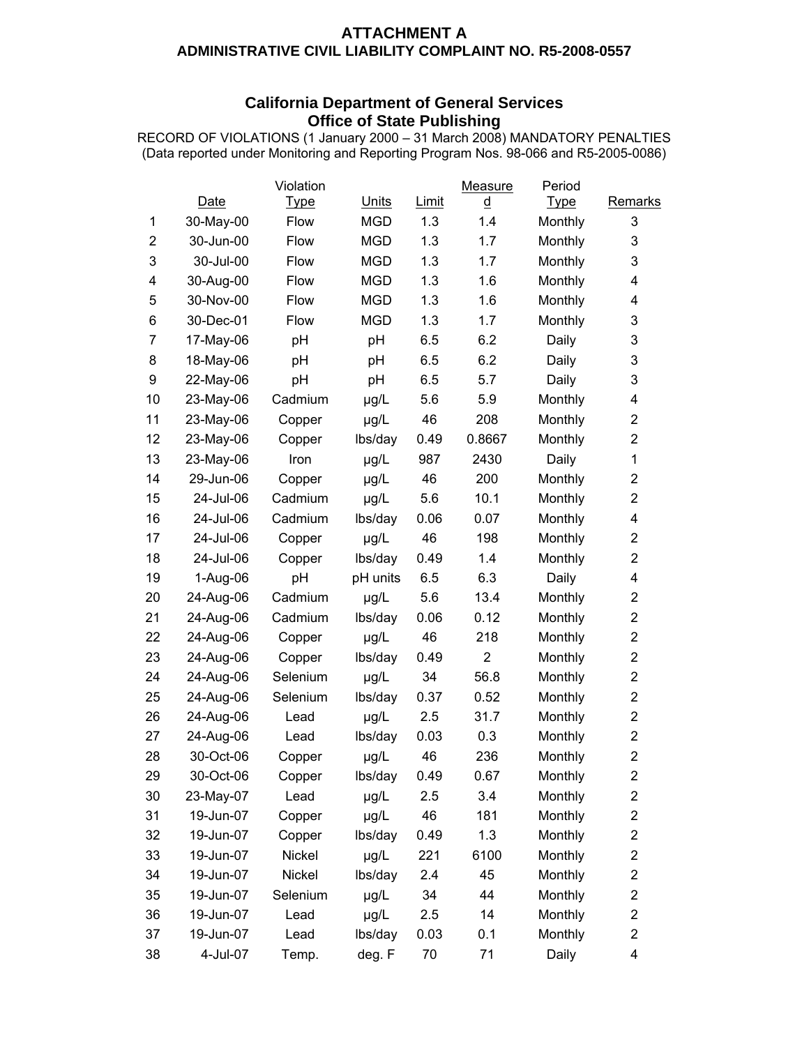**ATTACHMENT A**
**ADMINISTRATIVE CIVIL LIABILITY COMPLAINT NO. R5-2008-0557**

## California Department of General Services Office of State Publishing

RECORD OF VIOLATIONS (1 January 2000 – 31 March 2008) MANDATORY PENALTIES
(Data reported under Monitoring and Reporting Program Nos. 98-066 and R5-2005-0086)

| | Date | Violation Type | Units | Limit | Measured | Period Type | Remarks |
|---|---|---|---|---|---|---|---|
| 1 | 30-May-00 | Flow | MGD | 1.3 | 1.4 | Monthly | 3 |
| 2 | 30-Jun-00 | Flow | MGD | 1.3 | 1.7 | Monthly | 3 |
| 3 | 30-Jul-00 | Flow | MGD | 1.3 | 1.7 | Monthly | 3 |
| 4 | 30-Aug-00 | Flow | MGD | 1.3 | 1.6 | Monthly | 4 |
| 5 | 30-Nov-00 | Flow | MGD | 1.3 | 1.6 | Monthly | 4 |
| 6 | 30-Dec-01 | Flow | MGD | 1.3 | 1.7 | Monthly | 3 |
| 7 | 17-May-06 | pH | pH | 6.5 | 6.2 | Daily | 3 |
| 8 | 18-May-06 | pH | pH | 6.5 | 6.2 | Daily | 3 |
| 9 | 22-May-06 | pH | pH | 6.5 | 5.7 | Daily | 3 |
| 10 | 23-May-06 | Cadmium | µg/L | 5.6 | 5.9 | Monthly | 4 |
| 11 | 23-May-06 | Copper | µg/L | 46 | 208 | Monthly | 2 |
| 12 | 23-May-06 | Copper | lbs/day | 0.49 | 0.8667 | Monthly | 2 |
| 13 | 23-May-06 | Iron | µg/L | 987 | 2430 | Daily | 1 |
| 14 | 29-Jun-06 | Copper | µg/L | 46 | 200 | Monthly | 2 |
| 15 | 24-Jul-06 | Cadmium | µg/L | 5.6 | 10.1 | Monthly | 2 |
| 16 | 24-Jul-06 | Cadmium | lbs/day | 0.06 | 0.07 | Monthly | 4 |
| 17 | 24-Jul-06 | Copper | µg/L | 46 | 198 | Monthly | 2 |
| 18 | 24-Jul-06 | Copper | lbs/day | 0.49 | 1.4 | Monthly | 2 |
| 19 | 1-Aug-06 | pH | pH units | 6.5 | 6.3 | Daily | 4 |
| 20 | 24-Aug-06 | Cadmium | µg/L | 5.6 | 13.4 | Monthly | 2 |
| 21 | 24-Aug-06 | Cadmium | lbs/day | 0.06 | 0.12 | Monthly | 2 |
| 22 | 24-Aug-06 | Copper | µg/L | 46 | 218 | Monthly | 2 |
| 23 | 24-Aug-06 | Copper | lbs/day | 0.49 | 2 | Monthly | 2 |
| 24 | 24-Aug-06 | Selenium | µg/L | 34 | 56.8 | Monthly | 2 |
| 25 | 24-Aug-06 | Selenium | lbs/day | 0.37 | 0.52 | Monthly | 2 |
| 26 | 24-Aug-06 | Lead | µg/L | 2.5 | 31.7 | Monthly | 2 |
| 27 | 24-Aug-06 | Lead | lbs/day | 0.03 | 0.3 | Monthly | 2 |
| 28 | 30-Oct-06 | Copper | µg/L | 46 | 236 | Monthly | 2 |
| 29 | 30-Oct-06 | Copper | lbs/day | 0.49 | 0.67 | Monthly | 2 |
| 30 | 23-May-07 | Lead | µg/L | 2.5 | 3.4 | Monthly | 2 |
| 31 | 19-Jun-07 | Copper | µg/L | 46 | 181 | Monthly | 2 |
| 32 | 19-Jun-07 | Copper | lbs/day | 0.49 | 1.3 | Monthly | 2 |
| 33 | 19-Jun-07 | Nickel | µg/L | 221 | 6100 | Monthly | 2 |
| 34 | 19-Jun-07 | Nickel | lbs/day | 2.4 | 45 | Monthly | 2 |
| 35 | 19-Jun-07 | Selenium | µg/L | 34 | 44 | Monthly | 2 |
| 36 | 19-Jun-07 | Lead | µg/L | 2.5 | 14 | Monthly | 2 |
| 37 | 19-Jun-07 | Lead | lbs/day | 0.03 | 0.1 | Monthly | 2 |
| 38 | 4-Jul-07 | Temp. | deg. F | 70 | 71 | Daily | 4 |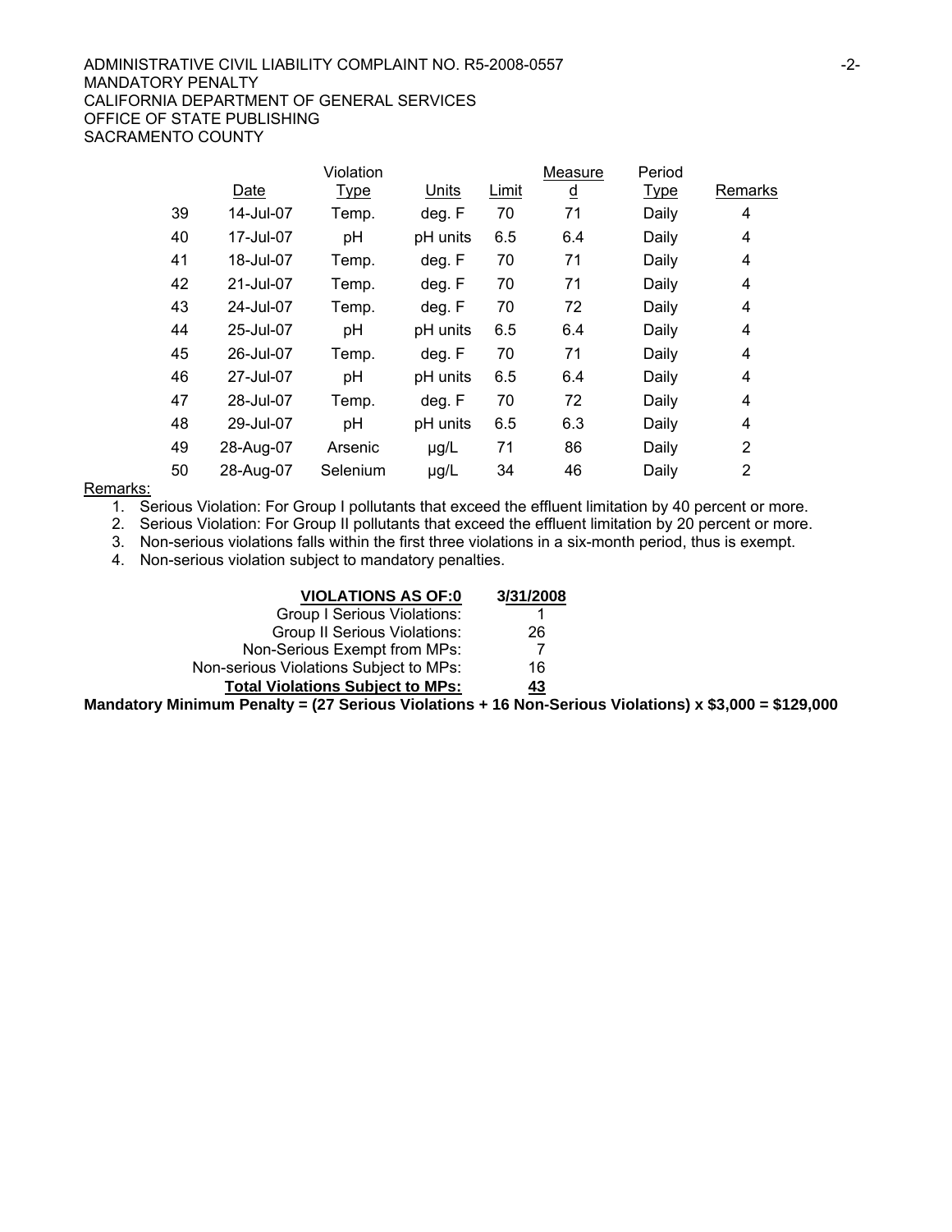| | Date | Violation Type | Units | Limit | Measured | Period Type | Remarks |
|---|---|---|---|---|---|---|---|
| 39 | 14-Jul-07 | Temp. | deg. F | 70 | 71 | Daily | 4 |
| 40 | 17-Jul-07 | pH | pH units | 6.5 | 6.4 | Daily | 4 |
| 41 | 18-Jul-07 | Temp. | deg. F | 70 | 71 | Daily | 4 |
| 42 | 21-Jul-07 | Temp. | deg. F | 70 | 71 | Daily | 4 |
| 43 | 24-Jul-07 | Temp. | deg. F | 70 | 72 | Daily | 4 |
| 44 | 25-Jul-07 | pH | pH units | 6.5 | 6.4 | Daily | 4 |
| 45 | 26-Jul-07 | Temp. | deg. F | 70 | 71 | Daily | 4 |
| 46 | 27-Jul-07 | pH | pH units | 6.5 | 6.4 | Daily | 4 |
| 47 | 28-Jul-07 | Temp. | deg. F | 70 | 72 | Daily | 4 |
| 48 | 29-Jul-07 | pH | pH units | 6.5 | 6.3 | Daily | 4 |
| 49 | 28-Aug-07 | Arsenic | µg/L | 71 | 86 | Daily | 2 |
| 50 | 28-Aug-07 | Selenium | µg/L | 34 | 46 | Daily | 2 |

Remarks:

1. Serious Violation: For Group I pollutants that exceed the effluent limitation by 40 percent or more.
2. Serious Violation: For Group II pollutants that exceed the effluent limitation by 20 percent or more.
3. Non-serious violations falls within the first three violations in a six-month period, thus is exempt.
4. Non-serious violation subject to mandatory penalties.

| **VIOLATIONS AS OF:0** | **3/31/2008** |
|---|---|
| Group I Serious Violations: | 1 |
| Group II Serious Violations: | 26 |
| Non-Serious Exempt from MPs: | 7 |
| Non-serious Violations Subject to MPs: | 16 |
| **Total Violations Subject to MPs:** | **43** |

**Mandatory Minimum Penalty = (27 Serious Violations + 16 Non-Serious Violations) x $3,000 = $129,000**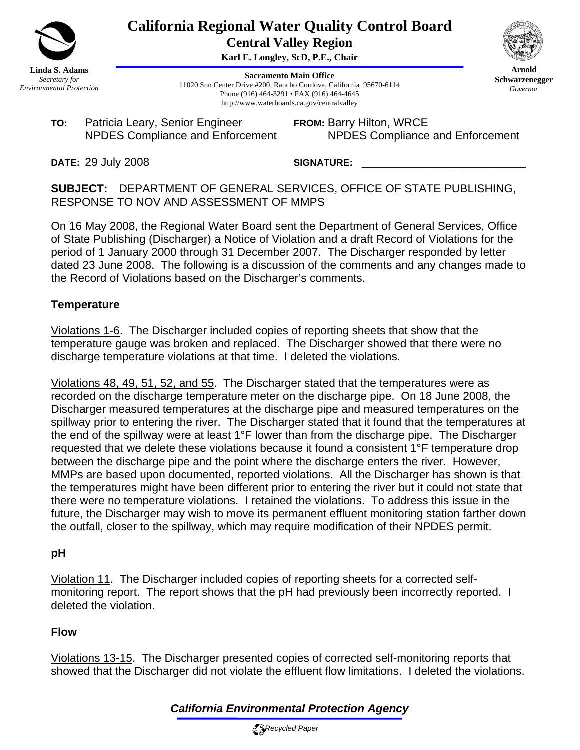# California Regional Water Quality Control Board
## Central Valley Region

**Karl E. Longley, ScD, P.E., Chair**

**Linda S. Adams**
*Secretary for Environmental Protection*

**Sacramento Main Office**
11020 Sun Center Drive #200, Rancho Cordova, California 95670-6114
Phone (916) 464-3291 • FAX (916) 464-4645
http://www.waterboards.ca.gov/centralvalley

**Arnold Schwarzenegger**
*Governor*

**TO:** Patricia Leary, Senior Engineer
NPDES Compliance and Enforcement

**FROM:** Barry Hilton, WRCE
NPDES Compliance and Enforcement

**DATE:** 29 July 2008

**SIGNATURE:** ____________________________

**SUBJECT:** DEPARTMENT OF GENERAL SERVICES, OFFICE OF STATE PUBLISHING, RESPONSE TO NOV AND ASSESSMENT OF MMPS

On 16 May 2008, the Regional Water Board sent the Department of General Services, Office of State Publishing (Discharger) a Notice of Violation and a draft Record of Violations for the period of 1 January 2000 through 31 December 2007. The Discharger responded by letter dated 23 June 2008. The following is a discussion of the comments and any changes made to the Record of Violations based on the Discharger's comments.

### Temperature

Violations 1-6. The Discharger included copies of reporting sheets that show that the temperature gauge was broken and replaced. The Discharger showed that there were no discharge temperature violations at that time. I deleted the violations.

Violations 48, 49, 51, 52, and 55. The Discharger stated that the temperatures were as recorded on the discharge temperature meter on the discharge pipe. On 18 June 2008, the Discharger measured temperatures at the discharge pipe and measured temperatures on the spillway prior to entering the river. The Discharger stated that it found that the temperatures at the end of the spillway were at least 1°F lower than from the discharge pipe. The Discharger requested that we delete these violations because it found a consistent 1°F temperature drop between the discharge pipe and the point where the discharge enters the river. However, MMPs are based upon documented, reported violations. All the Discharger has shown is that the temperatures might have been different prior to entering the river but it could not state that there were no temperature violations. I retained the violations. To address this issue in the future, the Discharger may wish to move its permanent effluent monitoring station farther down the outfall, closer to the spillway, which may require modification of their NPDES permit.

### pH

Violation 11. The Discharger included copies of reporting sheets for a corrected self-monitoring report. The report shows that the pH had previously been incorrectly reported. I deleted the violation.

### Flow

Violations 13-15. The Discharger presented copies of corrected self-monitoring reports that showed that the Discharger did not violate the effluent flow limitations. I deleted the violations.

*California Environmental Protection Agency*

*Recycled Paper*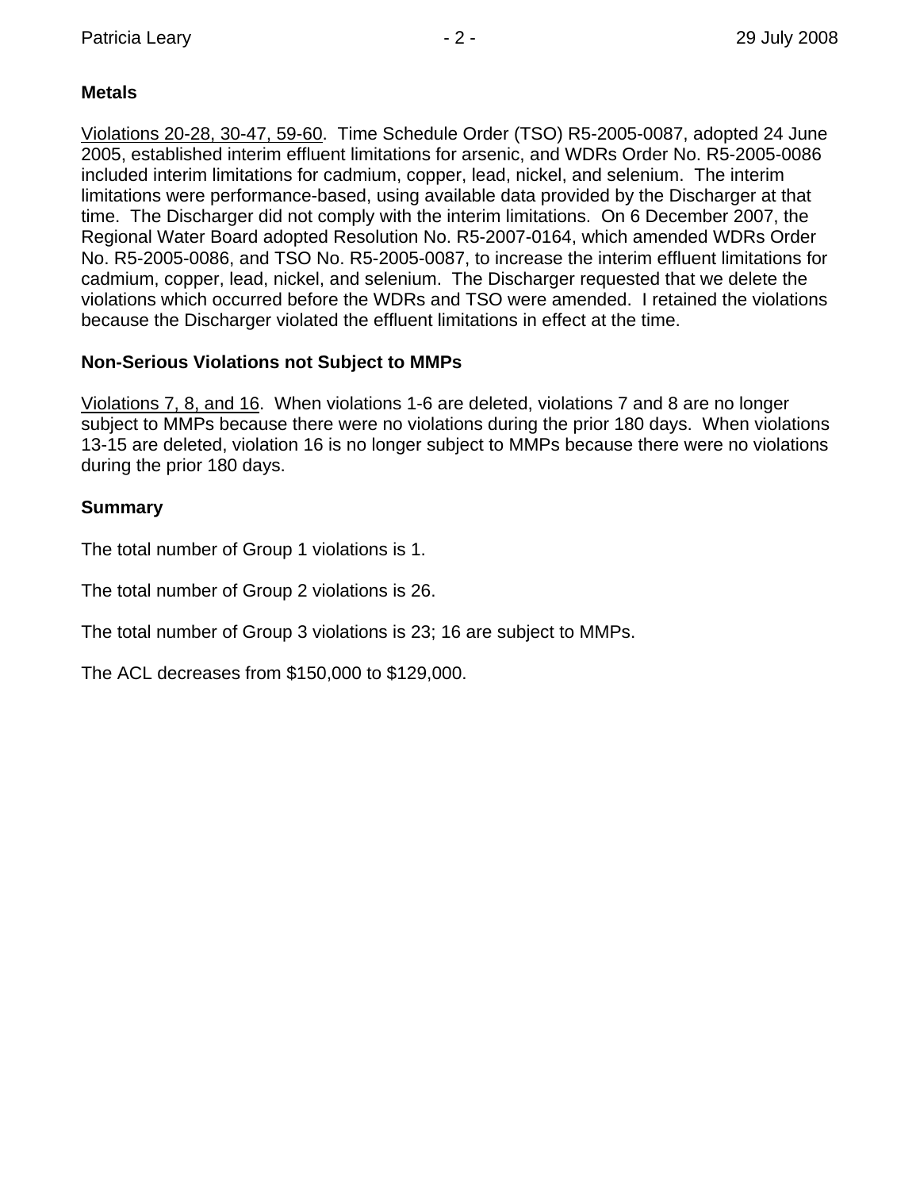**Metals**

Violations 20-28, 30-47, 59-60. Time Schedule Order (TSO) R5-2005-0087, adopted 24 June 2005, established interim effluent limitations for arsenic, and WDRs Order No. R5-2005-0086 included interim limitations for cadmium, copper, lead, nickel, and selenium. The interim limitations were performance-based, using available data provided by the Discharger at that time. The Discharger did not comply with the interim limitations. On 6 December 2007, the Regional Water Board adopted Resolution No. R5-2007-0164, which amended WDRs Order No. R5-2005-0086, and TSO No. R5-2005-0087, to increase the interim effluent limitations for cadmium, copper, lead, nickel, and selenium. The Discharger requested that we delete the violations which occurred before the WDRs and TSO were amended. I retained the violations because the Discharger violated the effluent limitations in effect at the time.

**Non-Serious Violations not Subject to MMPs**

Violations 7, 8, and 16. When violations 1-6 are deleted, violations 7 and 8 are no longer subject to MMPs because there were no violations during the prior 180 days. When violations 13-15 are deleted, violation 16 is no longer subject to MMPs because there were no violations during the prior 180 days.

**Summary**

The total number of Group 1 violations is 1.

The total number of Group 2 violations is 26.

The total number of Group 3 violations is 23; 16 are subject to MMPs.

The ACL decreases from $150,000 to $129,000.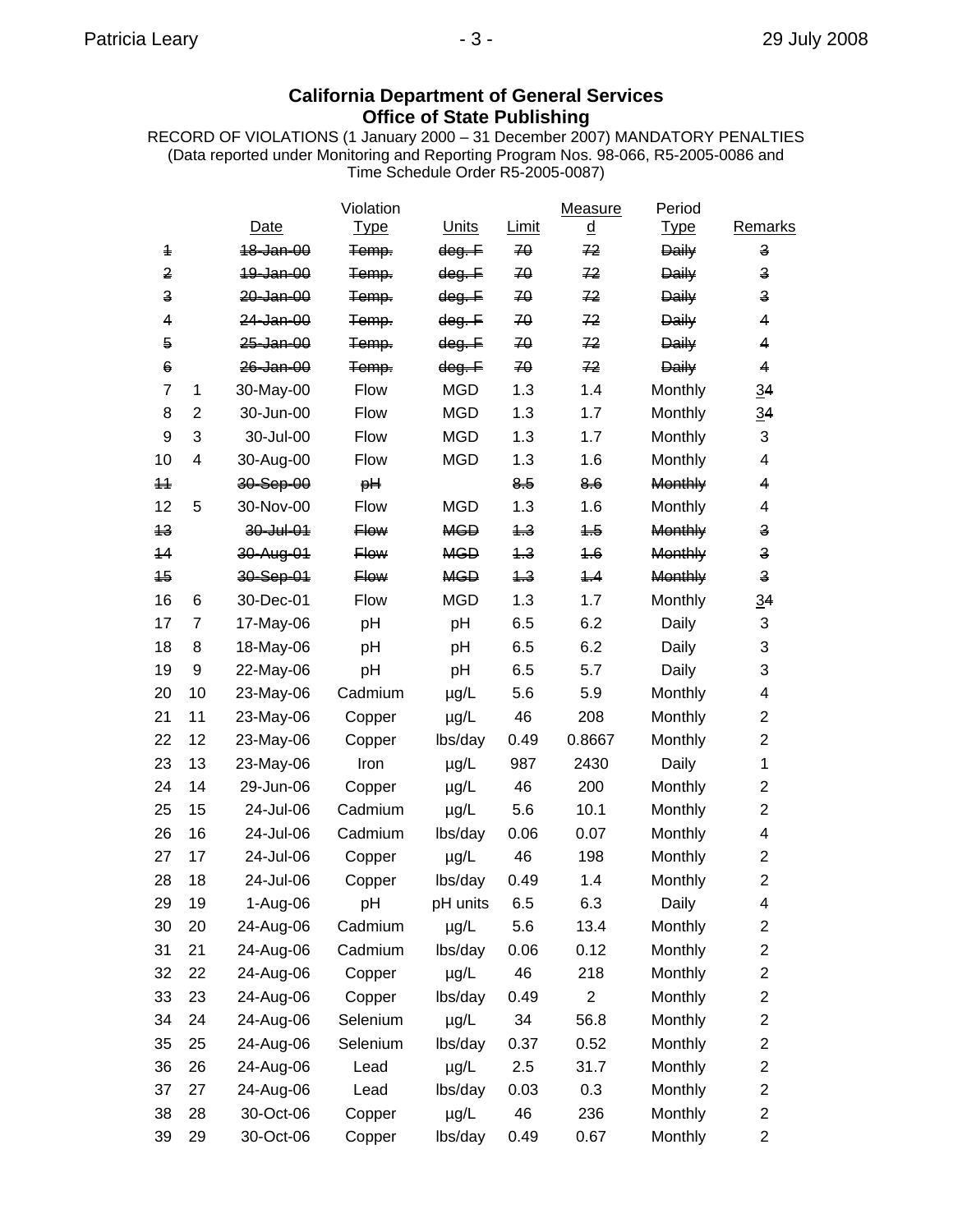**California Department of General Services**
**Office of State Publishing**

RECORD OF VIOLATIONS (1 January 2000 – 31 December 2007) MANDATORY PENALTIES
(Data reported under Monitoring and Reporting Program Nos. 98-066, R5-2005-0086 and Time Schedule Order R5-2005-0087)

| | | Date | Violation Type | Units | Limit | Measured | Period Type | Remarks |
|---|---|---|---|---|---|---|---|---|
| ~~1~~ | | ~~18-Jan-00~~ | ~~Temp.~~ | ~~deg. F~~ | ~~70~~ | ~~72~~ | ~~Daily~~ | ~~3~~ |
| ~~2~~ | | ~~19-Jan-00~~ | ~~Temp.~~ | ~~deg. F~~ | ~~70~~ | ~~72~~ | ~~Daily~~ | ~~3~~ |
| ~~3~~ | | ~~20-Jan-00~~ | ~~Temp.~~ | ~~deg. F~~ | ~~70~~ | ~~72~~ | ~~Daily~~ | ~~3~~ |
| ~~4~~ | | ~~24-Jan-00~~ | ~~Temp.~~ | ~~deg. F~~ | ~~70~~ | ~~72~~ | ~~Daily~~ | ~~4~~ |
| ~~5~~ | | ~~25-Jan-00~~ | ~~Temp.~~ | ~~deg. F~~ | ~~70~~ | ~~72~~ | ~~Daily~~ | ~~4~~ |
| ~~6~~ | | ~~26-Jan-00~~ | ~~Temp.~~ | ~~deg. F~~ | ~~70~~ | ~~72~~ | ~~Daily~~ | ~~4~~ |
| 7 | 1 | 30-May-00 | Flow | MGD | 1.3 | 1.4 | Monthly | 3~~4~~ |
| 8 | 2 | 30-Jun-00 | Flow | MGD | 1.3 | 1.7 | Monthly | 3~~4~~ |
| 9 | 3 | 30-Jul-00 | Flow | MGD | 1.3 | 1.7 | Monthly | 3 |
| 10 | 4 | 30-Aug-00 | Flow | MGD | 1.3 | 1.6 | Monthly | 4 |
| ~~11~~ | | ~~30-Sep-00~~ | ~~pH~~ | | ~~8.5~~ | ~~8.6~~ | ~~Monthly~~ | ~~4~~ |
| 12 | 5 | 30-Nov-00 | Flow | MGD | 1.3 | 1.6 | Monthly | 4 |
| ~~13~~ | | ~~30-Jul-01~~ | ~~Flow~~ | ~~MGD~~ | ~~1.3~~ | ~~1.5~~ | ~~Monthly~~ | ~~3~~ |
| ~~14~~ | | ~~30-Aug-01~~ | ~~Flow~~ | ~~MGD~~ | ~~1.3~~ | ~~1.6~~ | ~~Monthly~~ | ~~3~~ |
| ~~15~~ | | ~~30-Sep-01~~ | ~~Flow~~ | ~~MGD~~ | ~~1.3~~ | ~~1.4~~ | ~~Monthly~~ | ~~3~~ |
| 16 | 6 | 30-Dec-01 | Flow | MGD | 1.3 | 1.7 | Monthly | 3~~4~~ |
| 17 | 7 | 17-May-06 | pH | pH | 6.5 | 6.2 | Daily | 3 |
| 18 | 8 | 18-May-06 | pH | pH | 6.5 | 6.2 | Daily | 3 |
| 19 | 9 | 22-May-06 | pH | pH | 6.5 | 5.7 | Daily | 3 |
| 20 | 10 | 23-May-06 | Cadmium | µg/L | 5.6 | 5.9 | Monthly | 4 |
| 21 | 11 | 23-May-06 | Copper | µg/L | 46 | 208 | Monthly | 2 |
| 22 | 12 | 23-May-06 | Copper | lbs/day | 0.49 | 0.8667 | Monthly | 2 |
| 23 | 13 | 23-May-06 | Iron | µg/L | 987 | 2430 | Daily | 1 |
| 24 | 14 | 29-Jun-06 | Copper | µg/L | 46 | 200 | Monthly | 2 |
| 25 | 15 | 24-Jul-06 | Cadmium | µg/L | 5.6 | 10.1 | Monthly | 2 |
| 26 | 16 | 24-Jul-06 | Cadmium | lbs/day | 0.06 | 0.07 | Monthly | 4 |
| 27 | 17 | 24-Jul-06 | Copper | µg/L | 46 | 198 | Monthly | 2 |
| 28 | 18 | 24-Jul-06 | Copper | lbs/day | 0.49 | 1.4 | Monthly | 2 |
| 29 | 19 | 1-Aug-06 | pH | pH units | 6.5 | 6.3 | Daily | 4 |
| 30 | 20 | 24-Aug-06 | Cadmium | µg/L | 5.6 | 13.4 | Monthly | 2 |
| 31 | 21 | 24-Aug-06 | Cadmium | lbs/day | 0.06 | 0.12 | Monthly | 2 |
| 32 | 22 | 24-Aug-06 | Copper | µg/L | 46 | 218 | Monthly | 2 |
| 33 | 23 | 24-Aug-06 | Copper | lbs/day | 0.49 | 2 | Monthly | 2 |
| 34 | 24 | 24-Aug-06 | Selenium | µg/L | 34 | 56.8 | Monthly | 2 |
| 35 | 25 | 24-Aug-06 | Selenium | lbs/day | 0.37 | 0.52 | Monthly | 2 |
| 36 | 26 | 24-Aug-06 | Lead | µg/L | 2.5 | 31.7 | Monthly | 2 |
| 37 | 27 | 24-Aug-06 | Lead | lbs/day | 0.03 | 0.3 | Monthly | 2 |
| 38 | 28 | 30-Oct-06 | Copper | µg/L | 46 | 236 | Monthly | 2 |
| 39 | 29 | 30-Oct-06 | Copper | lbs/day | 0.49 | 0.67 | Monthly | 2 |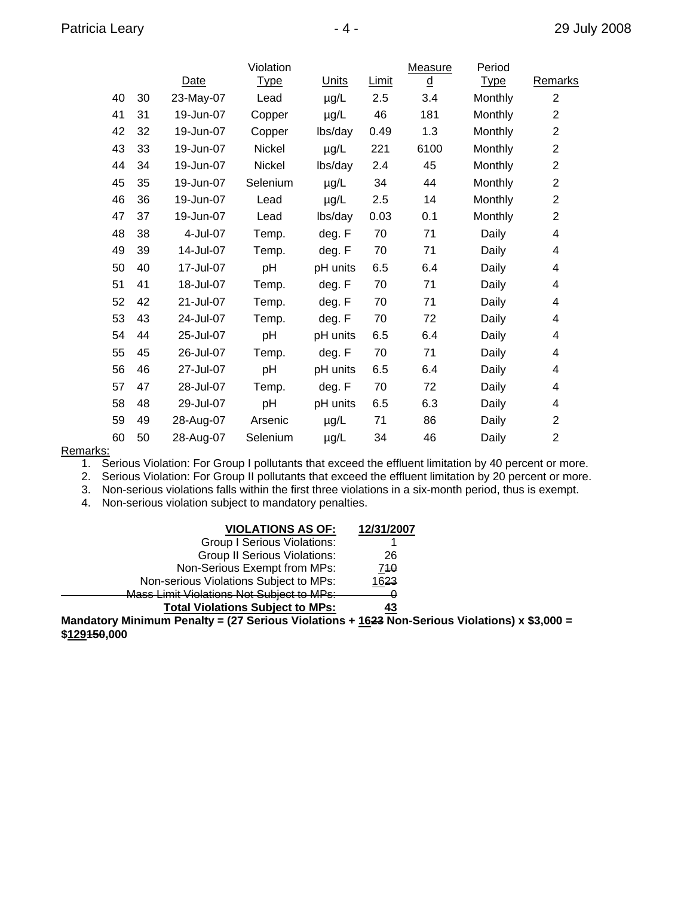| | | Date | Violation Type | Units | Limit | Measured | Period Type | Remarks |
|---|---|---|---|---|---|---|---|---|
| 40 | 30 | 23-May-07 | Lead | µg/L | 2.5 | 3.4 | Monthly | 2 |
| 41 | 31 | 19-Jun-07 | Copper | µg/L | 46 | 181 | Monthly | 2 |
| 42 | 32 | 19-Jun-07 | Copper | lbs/day | 0.49 | 1.3 | Monthly | 2 |
| 43 | 33 | 19-Jun-07 | Nickel | µg/L | 221 | 6100 | Monthly | 2 |
| 44 | 34 | 19-Jun-07 | Nickel | lbs/day | 2.4 | 45 | Monthly | 2 |
| 45 | 35 | 19-Jun-07 | Selenium | µg/L | 34 | 44 | Monthly | 2 |
| 46 | 36 | 19-Jun-07 | Lead | µg/L | 2.5 | 14 | Monthly | 2 |
| 47 | 37 | 19-Jun-07 | Lead | lbs/day | 0.03 | 0.1 | Monthly | 2 |
| 48 | 38 | 4-Jul-07 | Temp. | deg. F | 70 | 71 | Daily | 4 |
| 49 | 39 | 14-Jul-07 | Temp. | deg. F | 70 | 71 | Daily | 4 |
| 50 | 40 | 17-Jul-07 | pH | pH units | 6.5 | 6.4 | Daily | 4 |
| 51 | 41 | 18-Jul-07 | Temp. | deg. F | 70 | 71 | Daily | 4 |
| 52 | 42 | 21-Jul-07 | Temp. | deg. F | 70 | 71 | Daily | 4 |
| 53 | 43 | 24-Jul-07 | Temp. | deg. F | 70 | 72 | Daily | 4 |
| 54 | 44 | 25-Jul-07 | pH | pH units | 6.5 | 6.4 | Daily | 4 |
| 55 | 45 | 26-Jul-07 | Temp. | deg. F | 70 | 71 | Daily | 4 |
| 56 | 46 | 27-Jul-07 | pH | pH units | 6.5 | 6.4 | Daily | 4 |
| 57 | 47 | 28-Jul-07 | Temp. | deg. F | 70 | 72 | Daily | 4 |
| 58 | 48 | 29-Jul-07 | pH | pH units | 6.5 | 6.3 | Daily | 4 |
| 59 | 49 | 28-Aug-07 | Arsenic | µg/L | 71 | 86 | Daily | 2 |
| 60 | 50 | 28-Aug-07 | Selenium | µg/L | 34 | 46 | Daily | 2 |

Remarks:

1. Serious Violation: For Group I pollutants that exceed the effluent limitation by 40 percent or more.
2. Serious Violation: For Group II pollutants that exceed the effluent limitation by 20 percent or more.
3. Non-serious violations falls within the first three violations in a six-month period, thus is exempt.
4. Non-serious violation subject to mandatory penalties.

| VIOLATIONS AS OF: | 12/31/2007 |
|---|---|
| Group I Serious Violations: | 1 |
| Group II Serious Violations: | 26 |
| Non-Serious Exempt from MPs: | 7~~10~~ |
| Non-serious Violations Subject to MPs: | 16~~23~~ |
| ~~Mass Limit Violations Not Subject to MPs:~~ | ~~0~~ |
| **Total Violations Subject to MPs:** | **43** |

**Mandatory Minimum Penalty = (27 Serious Violations + 16~~23~~ Non-Serious Violations) x $3,000 = $129~~150~~,000**